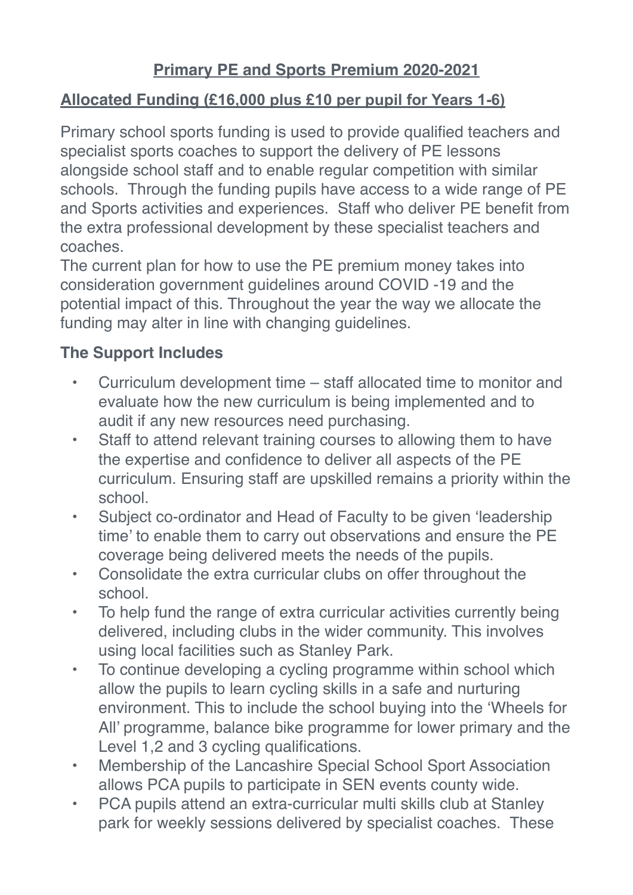# Primary PE and Sports Premium 2020-2021

## Allocated Funding (£16,000 plus £10 per pupil for Years 1-6)

Primary school sports funding is used to provide qualified teachers and specialist sports coaches to support the delivery of PE lessons alongside school staff and to enable regular competition with similar schools. Through the funding pupils have access to a wide range of PE and Sports activities and experiences. Staff who deliver PE benefit from the extra professional development by these specialist teachers and coaches.
The current plan for how to use the PE premium money takes into consideration government guidelines around COVID -19 and the potential impact of this. Throughout the year the way we allocate the funding may alter in line with changing guidelines.

### The Support Includes

- Curriculum development time – staff allocated time to monitor and evaluate how the new curriculum is being implemented and to audit if any new resources need purchasing.
- Staff to attend relevant training courses to allowing them to have the expertise and confidence to deliver all aspects of the PE curriculum. Ensuring staff are upskilled remains a priority within the school.
- Subject co-ordinator and Head of Faculty to be given 'leadership time' to enable them to carry out observations and ensure the PE coverage being delivered meets the needs of the pupils.
- Consolidate the extra curricular clubs on offer throughout the school.
- To help fund the range of extra curricular activities currently being delivered, including clubs in the wider community. This involves using local facilities such as Stanley Park.
- To continue developing a cycling programme within school which allow the pupils to learn cycling skills in a safe and nurturing environment. This to include the school buying into the 'Wheels for All' programme, balance bike programme for lower primary and the Level 1,2 and 3 cycling qualifications.
- Membership of the Lancashire Special School Sport Association allows PCA pupils to participate in SEN events county wide.
- PCA pupils attend an extra-curricular multi skills club at Stanley park for weekly sessions delivered by specialist coaches. These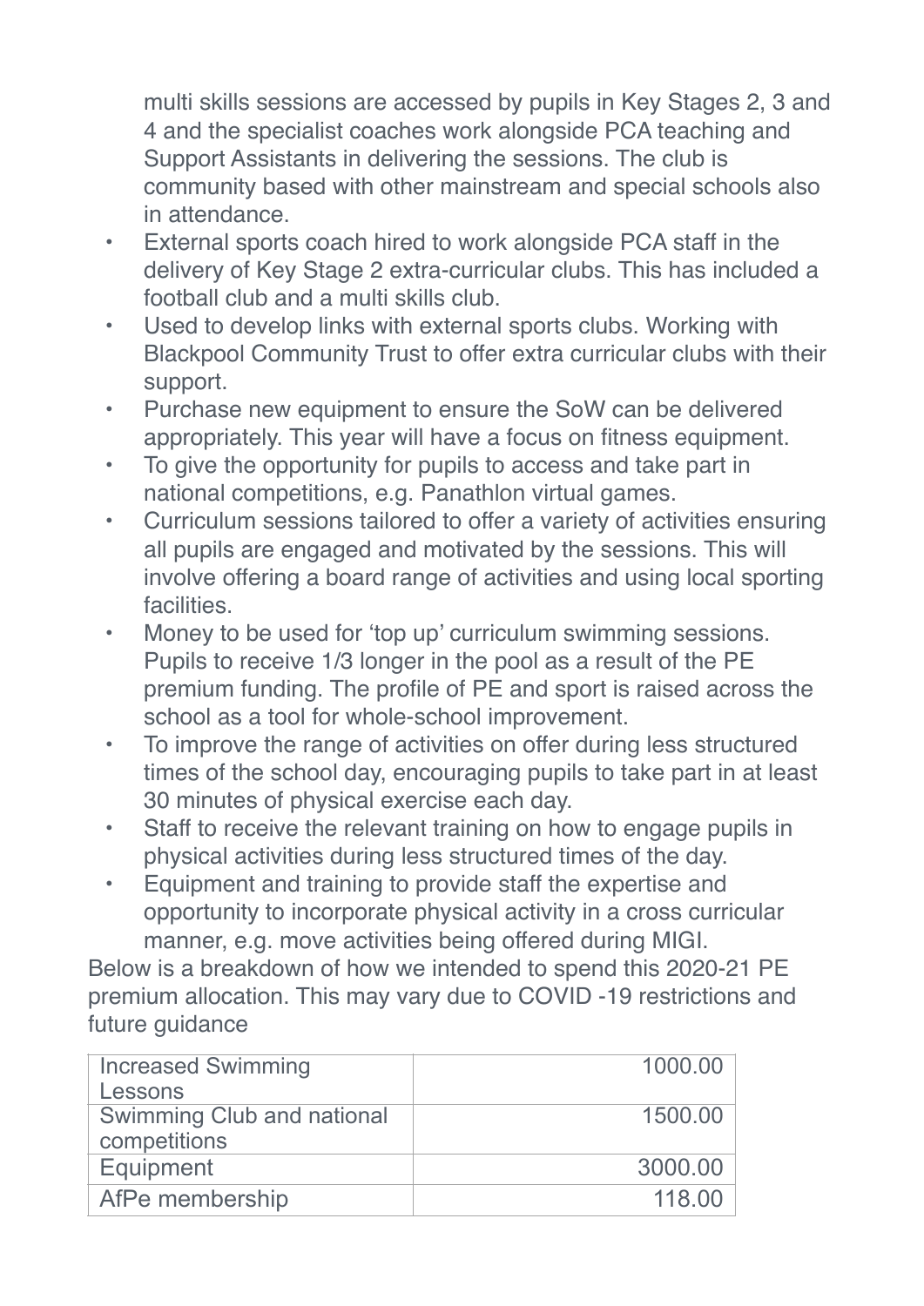multi skills sessions are accessed by pupils in Key Stages 2, 3 and 4 and the specialist coaches work alongside PCA teaching and Support Assistants in delivering the sessions. The club is community based with other mainstream and special schools also in attendance.

- External sports coach hired to work alongside PCA staff in the delivery of Key Stage 2 extra-curricular clubs. This has included a football club and a multi skills club.
- Used to develop links with external sports clubs. Working with Blackpool Community Trust to offer extra curricular clubs with their support.
- Purchase new equipment to ensure the SoW can be delivered appropriately. This year will have a focus on fitness equipment.
- To give the opportunity for pupils to access and take part in national competitions, e.g. Panathlon virtual games.
- Curriculum sessions tailored to offer a variety of activities ensuring all pupils are engaged and motivated by the sessions. This will involve offering a board range of activities and using local sporting facilities.
- Money to be used for 'top up' curriculum swimming sessions. Pupils to receive 1/3 longer in the pool as a result of the PE premium funding. The profile of PE and sport is raised across the school as a tool for whole-school improvement.
- To improve the range of activities on offer during less structured times of the school day, encouraging pupils to take part in at least 30 minutes of physical exercise each day.
- Staff to receive the relevant training on how to engage pupils in physical activities during less structured times of the day.
- Equipment and training to provide staff the expertise and opportunity to incorporate physical activity in a cross curricular manner, e.g. move activities being offered during MIGI.

Below is a breakdown of how we intended to spend this 2020-21 PE premium allocation. This may vary due to COVID -19 restrictions and future guidance

| | |
|---|---:|
| Increased Swimming Lessons | 1000.00 |
| Swimming Club and national competitions | 1500.00 |
| Equipment | 3000.00 |
| AfPe membership | 118.00 |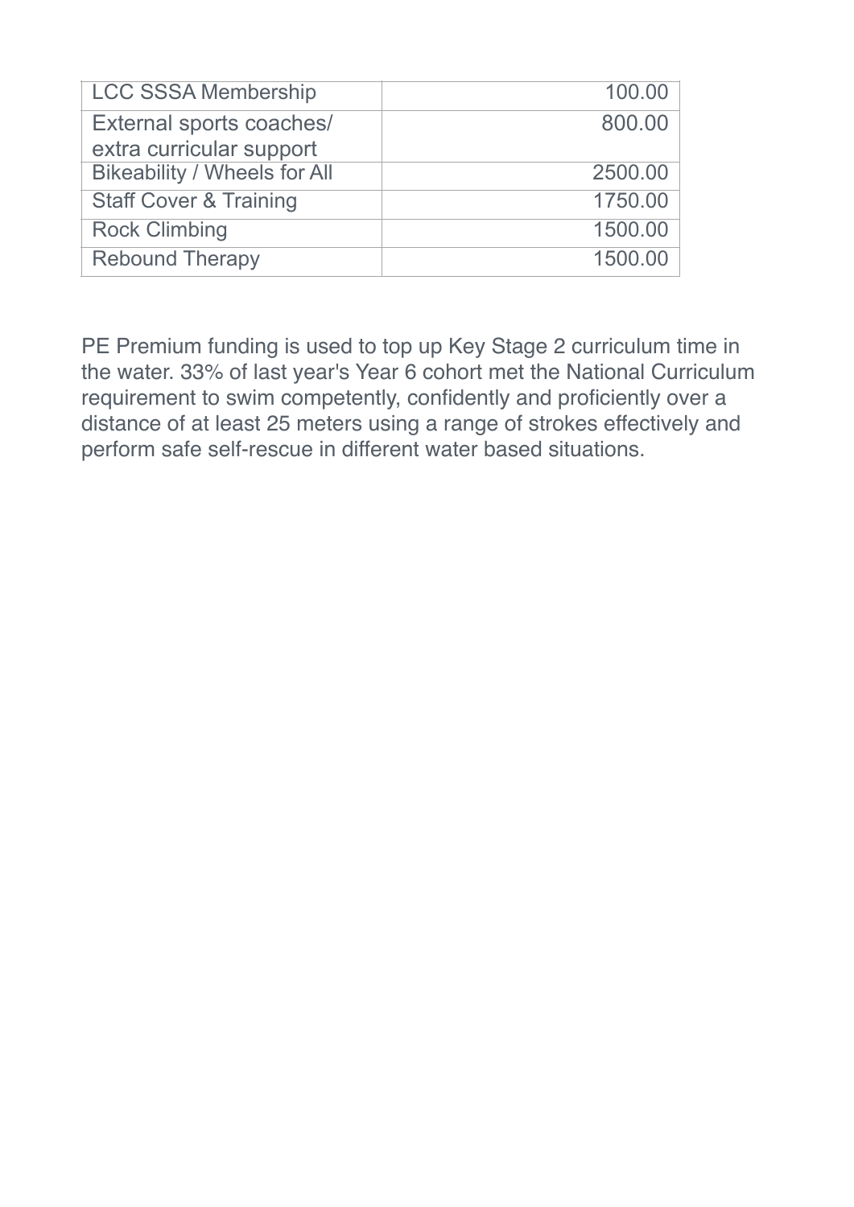| | |
|---|---|
| LCC SSSA Membership | 100.00 |
| External sports coaches/ extra curricular support | 800.00 |
| Bikeability / Wheels for All | 2500.00 |
| Staff Cover & Training | 1750.00 |
| Rock Climbing | 1500.00 |
| Rebound Therapy | 1500.00 |

PE Premium funding is used to top up Key Stage 2 curriculum time in the water. 33% of last year's Year 6 cohort met the National Curriculum requirement to swim competently, confidently and proficiently over a distance of at least 25 meters using a range of strokes effectively and perform safe self-rescue in different water based situations.